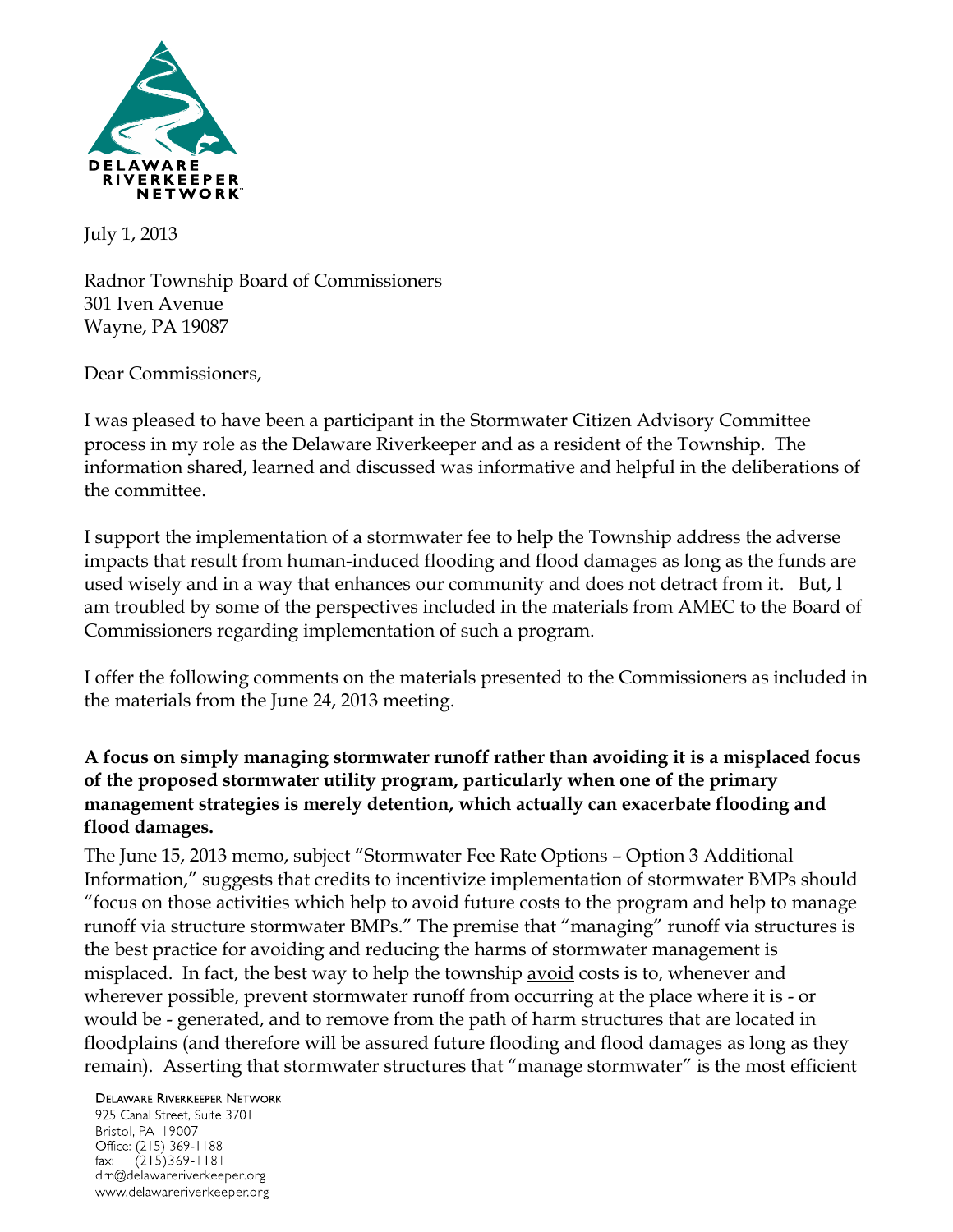DELAWARE RIVERKEEPER NETWORK

July 1, 2013

Radnor Township Board of Commissioners
301 Iven Avenue
Wayne, PA 19087

Dear Commissioners,

I was pleased to have been a participant in the Stormwater Citizen Advisory Committee process in my role as the Delaware Riverkeeper and as a resident of the Township. The information shared, learned and discussed was informative and helpful in the deliberations of the committee.

I support the implementation of a stormwater fee to help the Township address the adverse impacts that result from human-induced flooding and flood damages as long as the funds are used wisely and in a way that enhances our community and does not detract from it. But, I am troubled by some of the perspectives included in the materials from AMEC to the Board of Commissioners regarding implementation of such a program.

I offer the following comments on the materials presented to the Commissioners as included in the materials from the June 24, 2013 meeting.

**A focus on simply managing stormwater runoff rather than avoiding it is a misplaced focus of the proposed stormwater utility program, particularly when one of the primary management strategies is merely detention, which actually can exacerbate flooding and flood damages.**

The June 15, 2013 memo, subject "Stormwater Fee Rate Options – Option 3 Additional Information," suggests that credits to incentivize implementation of stormwater BMPs should "focus on those activities which help to avoid future costs to the program and help to manage runoff via structure stormwater BMPs." The premise that "managing" runoff via structures is the best practice for avoiding and reducing the harms of stormwater management is misplaced. In fact, the best way to help the township <u>avoid</u> costs is to, whenever and wherever possible, prevent stormwater runoff from occurring at the place where it is - or would be - generated, and to remove from the path of harm structures that are located in floodplains (and therefore will be assured future flooding and flood damages as long as they remain). Asserting that stormwater structures that "manage stormwater" is the most efficient

Delaware Riverkeeper Network
925 Canal Street, Suite 3701
Bristol, PA 19007
Office: (215) 369-1188
fax: (215)369-1181
drn@delawareriverkeeper.org
www.delawareriverkeeper.org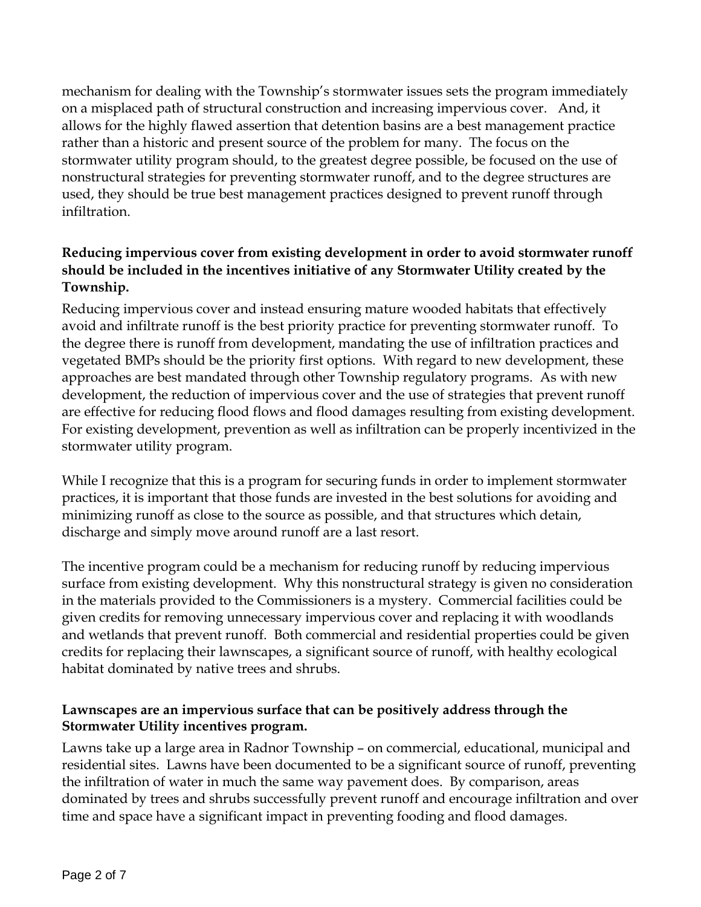mechanism for dealing with the Township's stormwater issues sets the program immediately on a misplaced path of structural construction and increasing impervious cover. And, it allows for the highly flawed assertion that detention basins are a best management practice rather than a historic and present source of the problem for many. The focus on the stormwater utility program should, to the greatest degree possible, be focused on the use of nonstructural strategies for preventing stormwater runoff, and to the degree structures are used, they should be true best management practices designed to prevent runoff through infiltration.

**Reducing impervious cover from existing development in order to avoid stormwater runoff should be included in the incentives initiative of any Stormwater Utility created by the Township.**

Reducing impervious cover and instead ensuring mature wooded habitats that effectively avoid and infiltrate runoff is the best priority practice for preventing stormwater runoff. To the degree there is runoff from development, mandating the use of infiltration practices and vegetated BMPs should be the priority first options. With regard to new development, these approaches are best mandated through other Township regulatory programs. As with new development, the reduction of impervious cover and the use of strategies that prevent runoff are effective for reducing flood flows and flood damages resulting from existing development. For existing development, prevention as well as infiltration can be properly incentivized in the stormwater utility program.

While I recognize that this is a program for securing funds in order to implement stormwater practices, it is important that those funds are invested in the best solutions for avoiding and minimizing runoff as close to the source as possible, and that structures which detain, discharge and simply move around runoff are a last resort.

The incentive program could be a mechanism for reducing runoff by reducing impervious surface from existing development. Why this nonstructural strategy is given no consideration in the materials provided to the Commissioners is a mystery. Commercial facilities could be given credits for removing unnecessary impervious cover and replacing it with woodlands and wetlands that prevent runoff. Both commercial and residential properties could be given credits for replacing their lawnscapes, a significant source of runoff, with healthy ecological habitat dominated by native trees and shrubs.

**Lawnscapes are an impervious surface that can be positively address through the Stormwater Utility incentives program.**

Lawns take up a large area in Radnor Township – on commercial, educational, municipal and residential sites. Lawns have been documented to be a significant source of runoff, preventing the infiltration of water in much the same way pavement does. By comparison, areas dominated by trees and shrubs successfully prevent runoff and encourage infiltration and over time and space have a significant impact in preventing fooding and flood damages.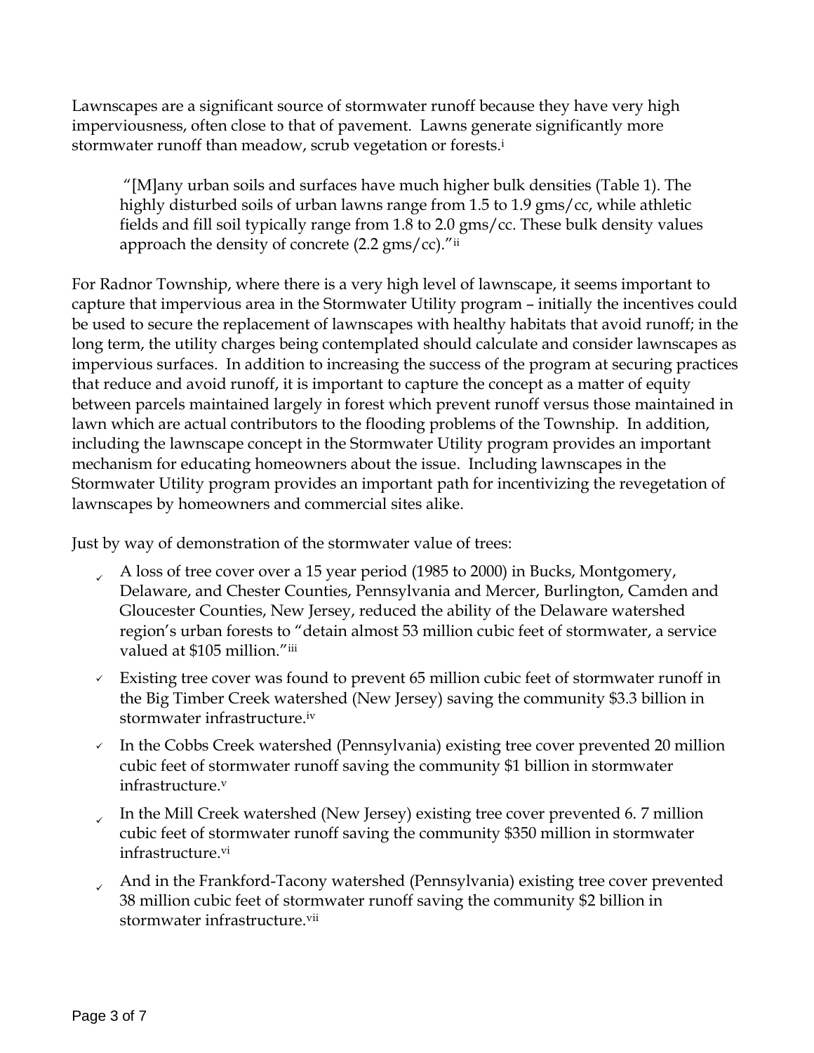Lawnscapes are a significant source of stormwater runoff because they have very high imperviousness, often close to that of pavement. Lawns generate significantly more stormwater runoff than meadow, scrub vegetation or forests.[i]

> "[M]any urban soils and surfaces have much higher bulk densities (Table 1). The highly disturbed soils of urban lawns range from 1.5 to 1.9 gms/cc, while athletic fields and fill soil typically range from 1.8 to 2.0 gms/cc. These bulk density values approach the density of concrete (2.2 gms/cc)."[ii]

For Radnor Township, where there is a very high level of lawnscape, it seems important to capture that impervious area in the Stormwater Utility program – initially the incentives could be used to secure the replacement of lawnscapes with healthy habitats that avoid runoff; in the long term, the utility charges being contemplated should calculate and consider lawnscapes as impervious surfaces. In addition to increasing the success of the program at securing practices that reduce and avoid runoff, it is important to capture the concept as a matter of equity between parcels maintained largely in forest which prevent runoff versus those maintained in lawn which are actual contributors to the flooding problems of the Township. In addition, including the lawnscape concept in the Stormwater Utility program provides an important mechanism for educating homeowners about the issue. Including lawnscapes in the Stormwater Utility program provides an important path for incentivizing the revegetation of lawnscapes by homeowners and commercial sites alike.

Just by way of demonstration of the stormwater value of trees:

- ✓ A loss of tree cover over a 15 year period (1985 to 2000) in Bucks, Montgomery, Delaware, and Chester Counties, Pennsylvania and Mercer, Burlington, Camden and Gloucester Counties, New Jersey, reduced the ability of the Delaware watershed region's urban forests to "detain almost 53 million cubic feet of stormwater, a service valued at $105 million."[iii]
- ✓ Existing tree cover was found to prevent 65 million cubic feet of stormwater runoff in the Big Timber Creek watershed (New Jersey) saving the community $3.3 billion in stormwater infrastructure.[iv]
- ✓ In the Cobbs Creek watershed (Pennsylvania) existing tree cover prevented 20 million cubic feet of stormwater runoff saving the community $1 billion in stormwater infrastructure.[v]
- ✓ In the Mill Creek watershed (New Jersey) existing tree cover prevented 6. 7 million cubic feet of stormwater runoff saving the community $350 million in stormwater infrastructure.[vi]
- ✓ And in the Frankford-Tacony watershed (Pennsylvania) existing tree cover prevented 38 million cubic feet of stormwater runoff saving the community $2 billion in stormwater infrastructure.[vii]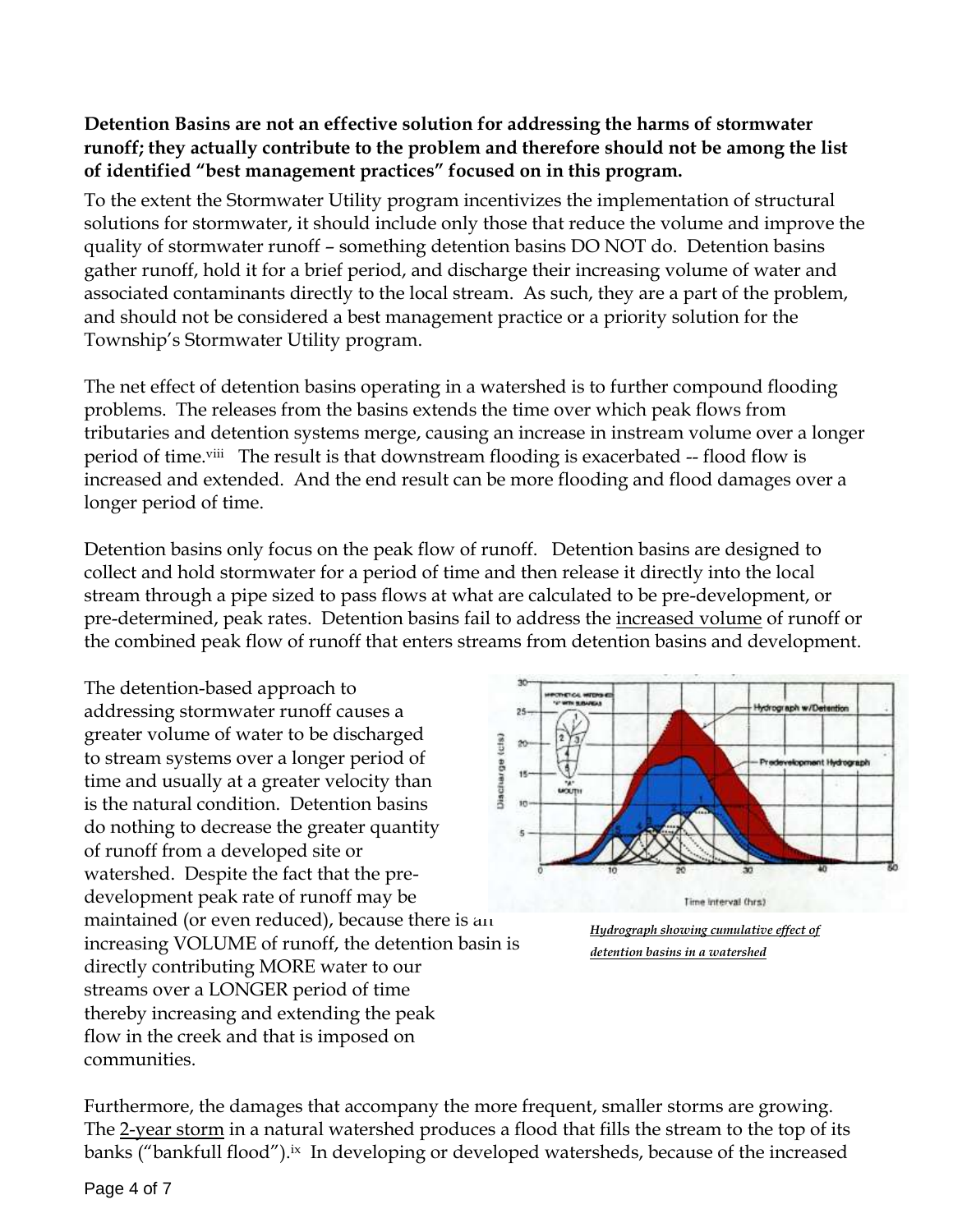**Detention Basins are not an effective solution for addressing the harms of stormwater runoff; they actually contribute to the problem and therefore should not be among the list of identified "best management practices" focused on in this program.**

To the extent the Stormwater Utility program incentivizes the implementation of structural solutions for stormwater, it should include only those that reduce the volume and improve the quality of stormwater runoff – something detention basins DO NOT do. Detention basins gather runoff, hold it for a brief period, and discharge their increasing volume of water and associated contaminants directly to the local stream. As such, they are a part of the problem, and should not be considered a best management practice or a priority solution for the Township's Stormwater Utility program.

The net effect of detention basins operating in a watershed is to further compound flooding problems. The releases from the basins extends the time over which peak flows from tributaries and detention systems merge, causing an increase in instream volume over a longer period of time.[viii] The result is that downstream flooding is exacerbated -- flood flow is increased and extended. And the end result can be more flooding and flood damages over a longer period of time.

Detention basins only focus on the peak flow of runoff. Detention basins are designed to collect and hold stormwater for a period of time and then release it directly into the local stream through a pipe sized to pass flows at what are calculated to be pre-development, or pre-determined, peak rates. Detention basins fail to address the increased volume of runoff or the combined peak flow of runoff that enters streams from detention basins and development.

The detention-based approach to addressing stormwater runoff causes a greater volume of water to be discharged to stream systems over a longer period of time and usually at a greater velocity than is the natural condition. Detention basins do nothing to decrease the greater quantity of runoff from a developed site or watershed. Despite the fact that the pre-development peak rate of runoff may be maintained (or even reduced), because there is an increasing VOLUME of runoff, the detention basin is directly contributing MORE water to our streams over a LONGER period of time thereby increasing and extending the peak flow in the creek and that is imposed on communities.

*Hydrograph showing cumulative effect of detention basins in a watershed*

Furthermore, the damages that accompany the more frequent, smaller storms are growing. The 2-year storm in a natural watershed produces a flood that fills the stream to the top of its banks ("bankfull flood").[ix] In developing or developed watersheds, because of the increased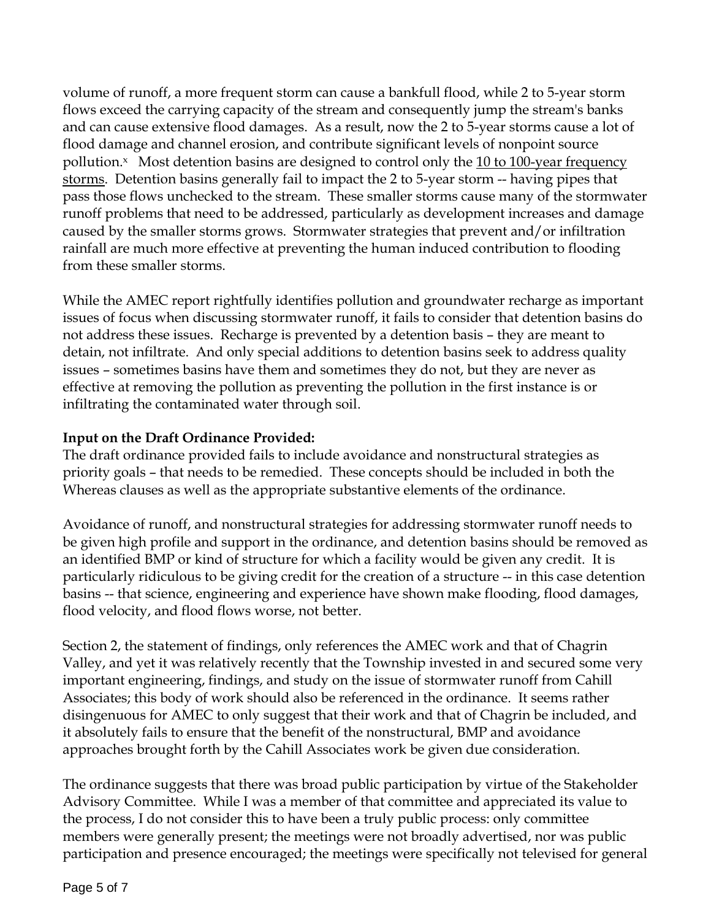volume of runoff, a more frequent storm can cause a bankfull flood, while 2 to 5-year storm flows exceed the carrying capacity of the stream and consequently jump the stream's banks and can cause extensive flood damages. As a result, now the 2 to 5-year storms cause a lot of flood damage and channel erosion, and contribute significant levels of nonpoint source pollution.[x] Most detention basins are designed to control only the 10 to 100-year frequency storms. Detention basins generally fail to impact the 2 to 5-year storm -- having pipes that pass those flows unchecked to the stream. These smaller storms cause many of the stormwater runoff problems that need to be addressed, particularly as development increases and damage caused by the smaller storms grows. Stormwater strategies that prevent and/or infiltration rainfall are much more effective at preventing the human induced contribution to flooding from these smaller storms.

While the AMEC report rightfully identifies pollution and groundwater recharge as important issues of focus when discussing stormwater runoff, it fails to consider that detention basins do not address these issues. Recharge is prevented by a detention basis – they are meant to detain, not infiltrate. And only special additions to detention basins seek to address quality issues – sometimes basins have them and sometimes they do not, but they are never as effective at removing the pollution as preventing the pollution in the first instance is or infiltrating the contaminated water through soil.

**Input on the Draft Ordinance Provided:**

The draft ordinance provided fails to include avoidance and nonstructural strategies as priority goals – that needs to be remedied. These concepts should be included in both the Whereas clauses as well as the appropriate substantive elements of the ordinance.

Avoidance of runoff, and nonstructural strategies for addressing stormwater runoff needs to be given high profile and support in the ordinance, and detention basins should be removed as an identified BMP or kind of structure for which a facility would be given any credit. It is particularly ridiculous to be giving credit for the creation of a structure -- in this case detention basins -- that science, engineering and experience have shown make flooding, flood damages, flood velocity, and flood flows worse, not better.

Section 2, the statement of findings, only references the AMEC work and that of Chagrin Valley, and yet it was relatively recently that the Township invested in and secured some very important engineering, findings, and study on the issue of stormwater runoff from Cahill Associates; this body of work should also be referenced in the ordinance. It seems rather disingenuous for AMEC to only suggest that their work and that of Chagrin be included, and it absolutely fails to ensure that the benefit of the nonstructural, BMP and avoidance approaches brought forth by the Cahill Associates work be given due consideration.

The ordinance suggests that there was broad public participation by virtue of the Stakeholder Advisory Committee. While I was a member of that committee and appreciated its value to the process, I do not consider this to have been a truly public process: only committee members were generally present; the meetings were not broadly advertised, nor was public participation and presence encouraged; the meetings were specifically not televised for general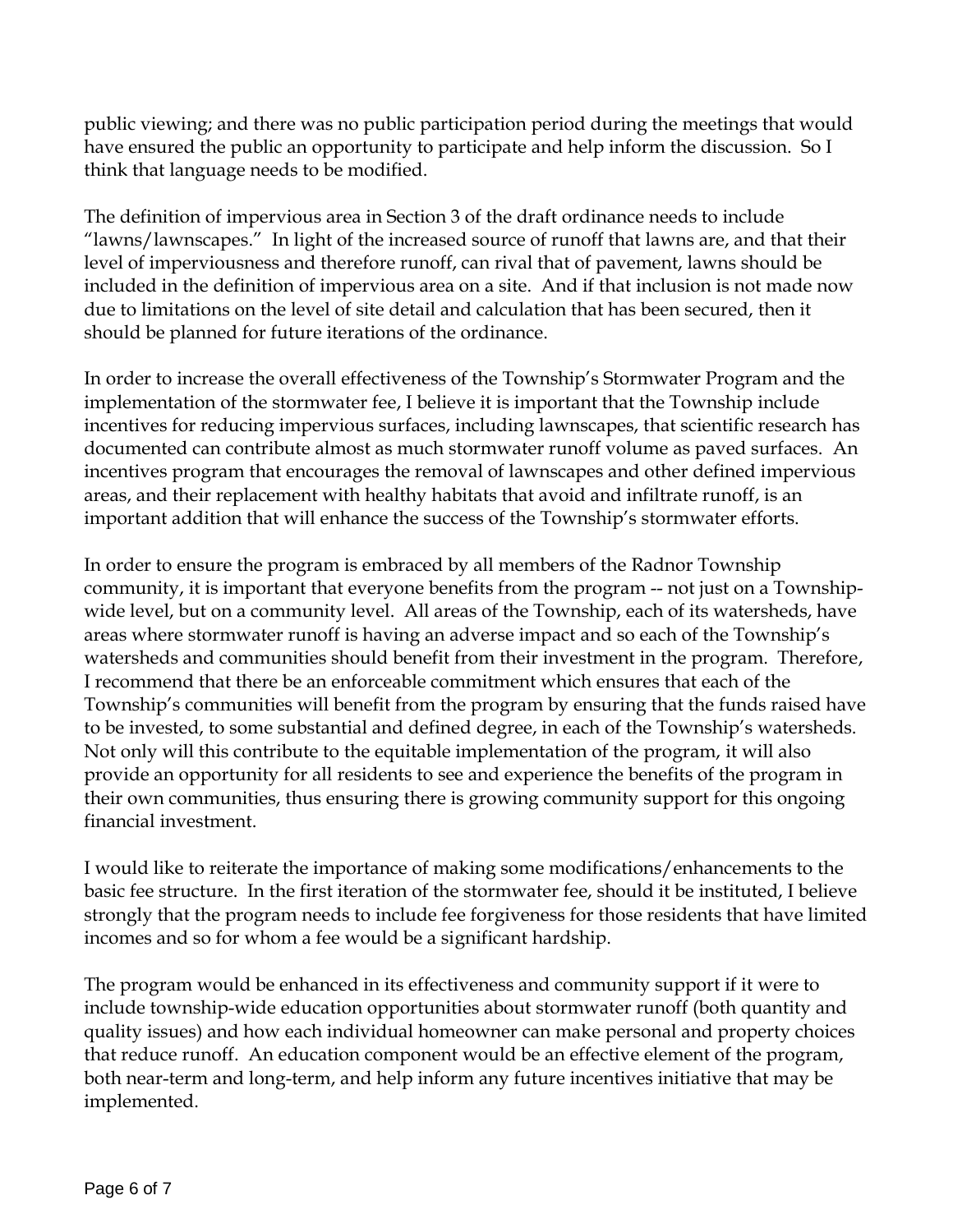public viewing; and there was no public participation period during the meetings that would have ensured the public an opportunity to participate and help inform the discussion. So I think that language needs to be modified.

The definition of impervious area in Section 3 of the draft ordinance needs to include "lawns/lawnscapes." In light of the increased source of runoff that lawns are, and that their level of imperviousness and therefore runoff, can rival that of pavement, lawns should be included in the definition of impervious area on a site. And if that inclusion is not made now due to limitations on the level of site detail and calculation that has been secured, then it should be planned for future iterations of the ordinance.

In order to increase the overall effectiveness of the Township's Stormwater Program and the implementation of the stormwater fee, I believe it is important that the Township include incentives for reducing impervious surfaces, including lawnscapes, that scientific research has documented can contribute almost as much stormwater runoff volume as paved surfaces. An incentives program that encourages the removal of lawnscapes and other defined impervious areas, and their replacement with healthy habitats that avoid and infiltrate runoff, is an important addition that will enhance the success of the Township's stormwater efforts.

In order to ensure the program is embraced by all members of the Radnor Township community, it is important that everyone benefits from the program -- not just on a Township-wide level, but on a community level. All areas of the Township, each of its watersheds, have areas where stormwater runoff is having an adverse impact and so each of the Township's watersheds and communities should benefit from their investment in the program. Therefore, I recommend that there be an enforceable commitment which ensures that each of the Township's communities will benefit from the program by ensuring that the funds raised have to be invested, to some substantial and defined degree, in each of the Township's watersheds. Not only will this contribute to the equitable implementation of the program, it will also provide an opportunity for all residents to see and experience the benefits of the program in their own communities, thus ensuring there is growing community support for this ongoing financial investment.

I would like to reiterate the importance of making some modifications/enhancements to the basic fee structure. In the first iteration of the stormwater fee, should it be instituted, I believe strongly that the program needs to include fee forgiveness for those residents that have limited incomes and so for whom a fee would be a significant hardship.

The program would be enhanced in its effectiveness and community support if it were to include township-wide education opportunities about stormwater runoff (both quantity and quality issues) and how each individual homeowner can make personal and property choices that reduce runoff. An education component would be an effective element of the program, both near-term and long-term, and help inform any future incentives initiative that may be implemented.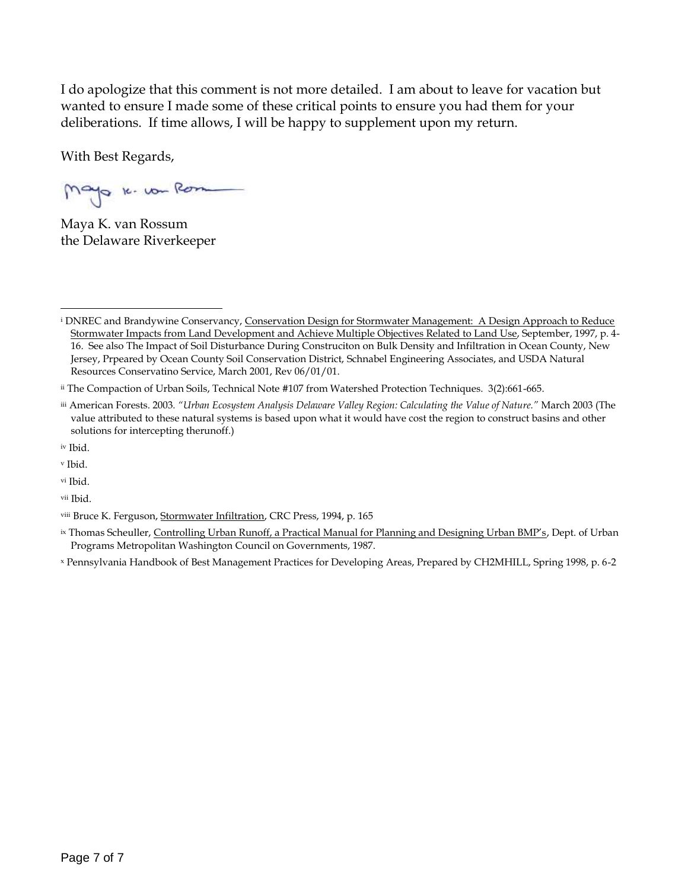I do apologize that this comment is not more detailed. I am about to leave for vacation but wanted to ensure I made some of these critical points to ensure you had them for your deliberations. If time allows, I will be happy to supplement upon my return.

With Best Regards,

Maya K. van Rossum
the Delaware Riverkeeper

---

[i] DNREC and Brandywine Conservancy, Conservation Design for Stormwater Management: A Design Approach to Reduce Stormwater Impacts from Land Development and Achieve Multiple Objectives Related to Land Use, September, 1997, p. 4-16. See also The Impact of Soil Disturbance During Construciton on Bulk Density and Infiltration in Ocean County, New Jersey, Prpeared by Ocean County Soil Conservation District, Schnabel Engineering Associates, and USDA Natural Resources Conservatino Service, March 2001, Rev 06/01/01.

[ii] The Compaction of Urban Soils, Technical Note #107 from Watershed Protection Techniques. 3(2):661-665.

[iii] American Forests. 2003. *"Urban Ecosystem Analysis Delaware Valley Region: Calculating the Value of Nature."* March 2003 (The value attributed to these natural systems is based upon what it would have cost the region to construct basins and other solutions for intercepting therunoff.)

[iv] Ibid.

[v] Ibid.

[vi] Ibid.

[vii] Ibid.

[viii] Bruce K. Ferguson, Stormwater Infiltration, CRC Press, 1994, p. 165

[ix] Thomas Scheuller, Controlling Urban Runoff, a Practical Manual for Planning and Designing Urban BMP's, Dept. of Urban Programs Metropolitan Washington Council on Governments, 1987.

[x] Pennsylvania Handbook of Best Management Practices for Developing Areas, Prepared by CH2MHILL, Spring 1998, p. 6-2